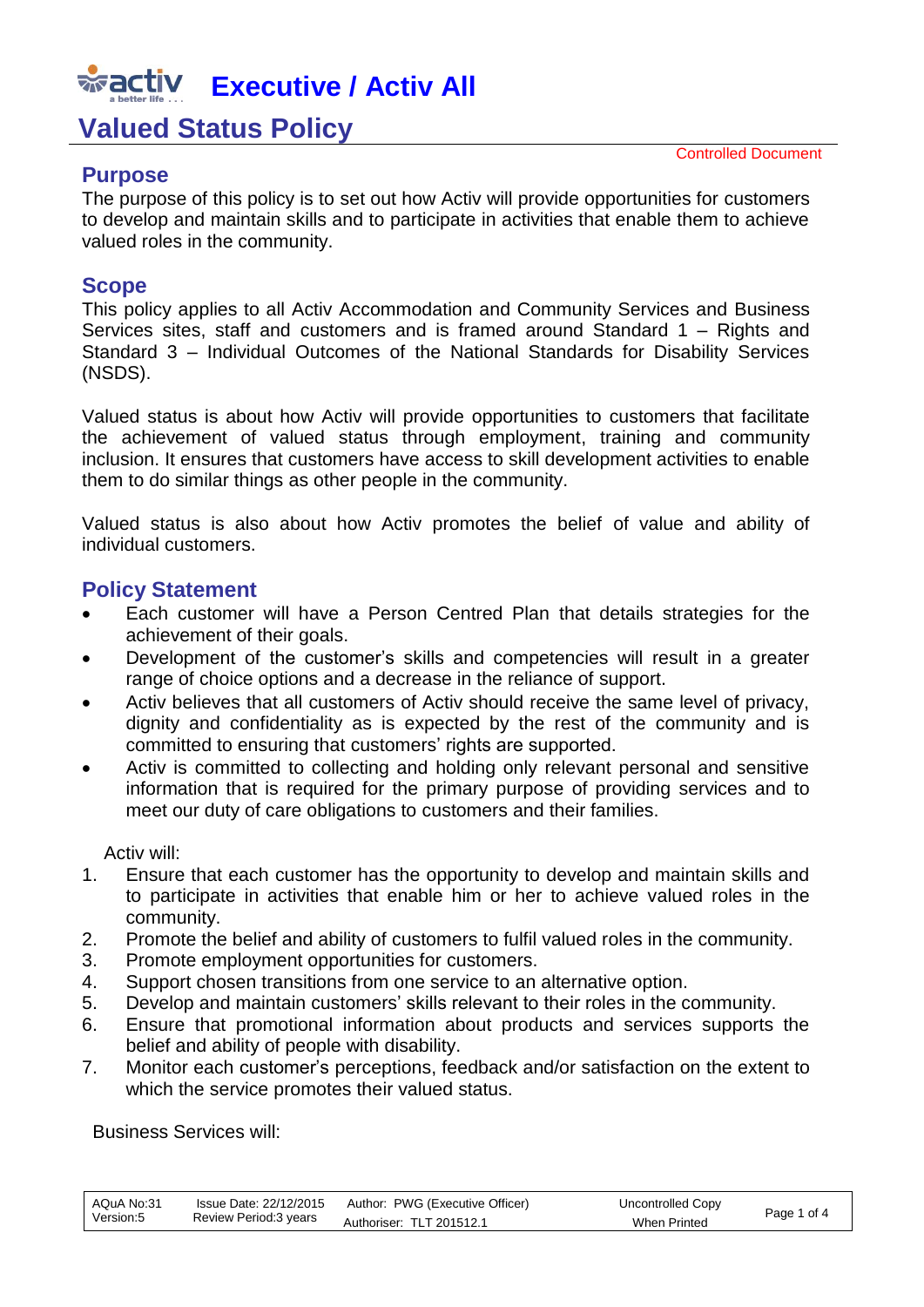# Executive / Activ All

# Valued Status Policy

Controlled Document

## Purpose

The purpose of this policy is to set out how Activ will provide opportunities for customers to develop and maintain skills and to participate in activities that enable them to achieve valued roles in the community.

## Scope

This policy applies to all Activ Accommodation and Community Services and Business Services sites, staff and customers and is framed around Standard 1 – Rights and Standard 3 – Individual Outcomes of the National Standards for Disability Services (NSDS).

Valued status is about how Activ will provide opportunities to customers that facilitate the achievement of valued status through employment, training and community inclusion. It ensures that customers have access to skill development activities to enable them to do similar things as other people in the community.

Valued status is also about how Activ promotes the belief of value and ability of individual customers.

## Policy Statement

- Each customer will have a Person Centred Plan that details strategies for the achievement of their goals.
- Development of the customer's skills and competencies will result in a greater range of choice options and a decrease in the reliance of support.
- Activ believes that all customers of Activ should receive the same level of privacy, dignity and confidentiality as is expected by the rest of the community and is committed to ensuring that customers' rights are supported.
- Activ is committed to collecting and holding only relevant personal and sensitive information that is required for the primary purpose of providing services and to meet our duty of care obligations to customers and their families.

Activ will:

1. Ensure that each customer has the opportunity to develop and maintain skills and to participate in activities that enable him or her to achieve valued roles in the community.
2. Promote the belief and ability of customers to fulfil valued roles in the community.
3. Promote employment opportunities for customers.
4. Support chosen transitions from one service to an alternative option.
5. Develop and maintain customers' skills relevant to their roles in the community.
6. Ensure that promotional information about products and services supports the belief and ability of people with disability.
7. Monitor each customer's perceptions, feedback and/or satisfaction on the extent to which the service promotes their valued status.

Business Services will:

| AQuA No:31 Version:5 | Issue Date: 22/12/2015 Review Period:3 years | Author: PWG (Executive Officer) Authoriser: TLT 201512.1 | Uncontrolled Copy When Printed |
|---|---|---|---|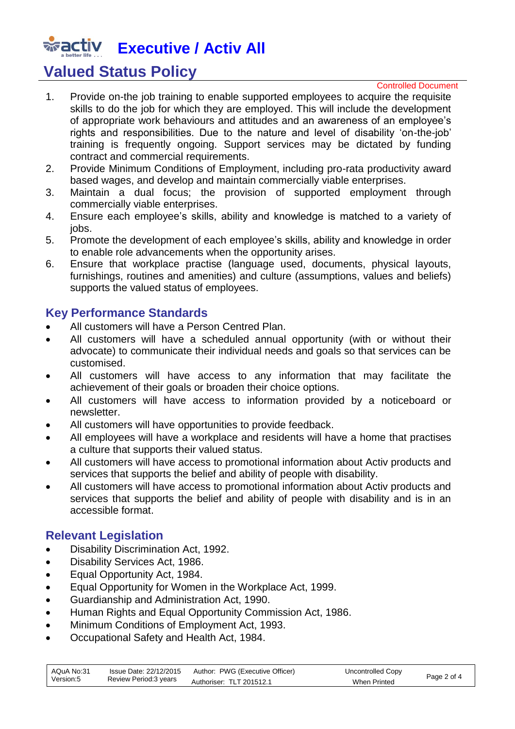1. Provide on-the job training to enable supported employees to acquire the requisite skills to do the job for which they are employed. This will include the development of appropriate work behaviours and attitudes and an awareness of an employee's rights and responsibilities. Due to the nature and level of disability 'on-the-job' training is frequently ongoing. Support services may be dictated by funding contract and commercial requirements.
2. Provide Minimum Conditions of Employment, including pro-rata productivity award based wages, and develop and maintain commercially viable enterprises.
3. Maintain a dual focus; the provision of supported employment through commercially viable enterprises.
4. Ensure each employee's skills, ability and knowledge is matched to a variety of jobs.
5. Promote the development of each employee's skills, ability and knowledge in order to enable role advancements when the opportunity arises.
6. Ensure that workplace practise (language used, documents, physical layouts, furnishings, routines and amenities) and culture (assumptions, values and beliefs) supports the valued status of employees.

## Key Performance Standards

- All customers will have a Person Centred Plan.
- All customers will have a scheduled annual opportunity (with or without their advocate) to communicate their individual needs and goals so that services can be customised.
- All customers will have access to any information that may facilitate the achievement of their goals or broaden their choice options.
- All customers will have access to information provided by a noticeboard or newsletter.
- All customers will have opportunities to provide feedback.
- All employees will have a workplace and residents will have a home that practises a culture that supports their valued status.
- All customers will have access to promotional information about Activ products and services that supports the belief and ability of people with disability.
- All customers will have access to promotional information about Activ products and services that supports the belief and ability of people with disability and is in an accessible format.

## Relevant Legislation

- Disability Discrimination Act, 1992.
- Disability Services Act, 1986.
- Equal Opportunity Act, 1984.
- Equal Opportunity for Women in the Workplace Act, 1999.
- Guardianship and Administration Act, 1990.
- Human Rights and Equal Opportunity Commission Act, 1986.
- Minimum Conditions of Employment Act, 1993.
- Occupational Safety and Health Act, 1984.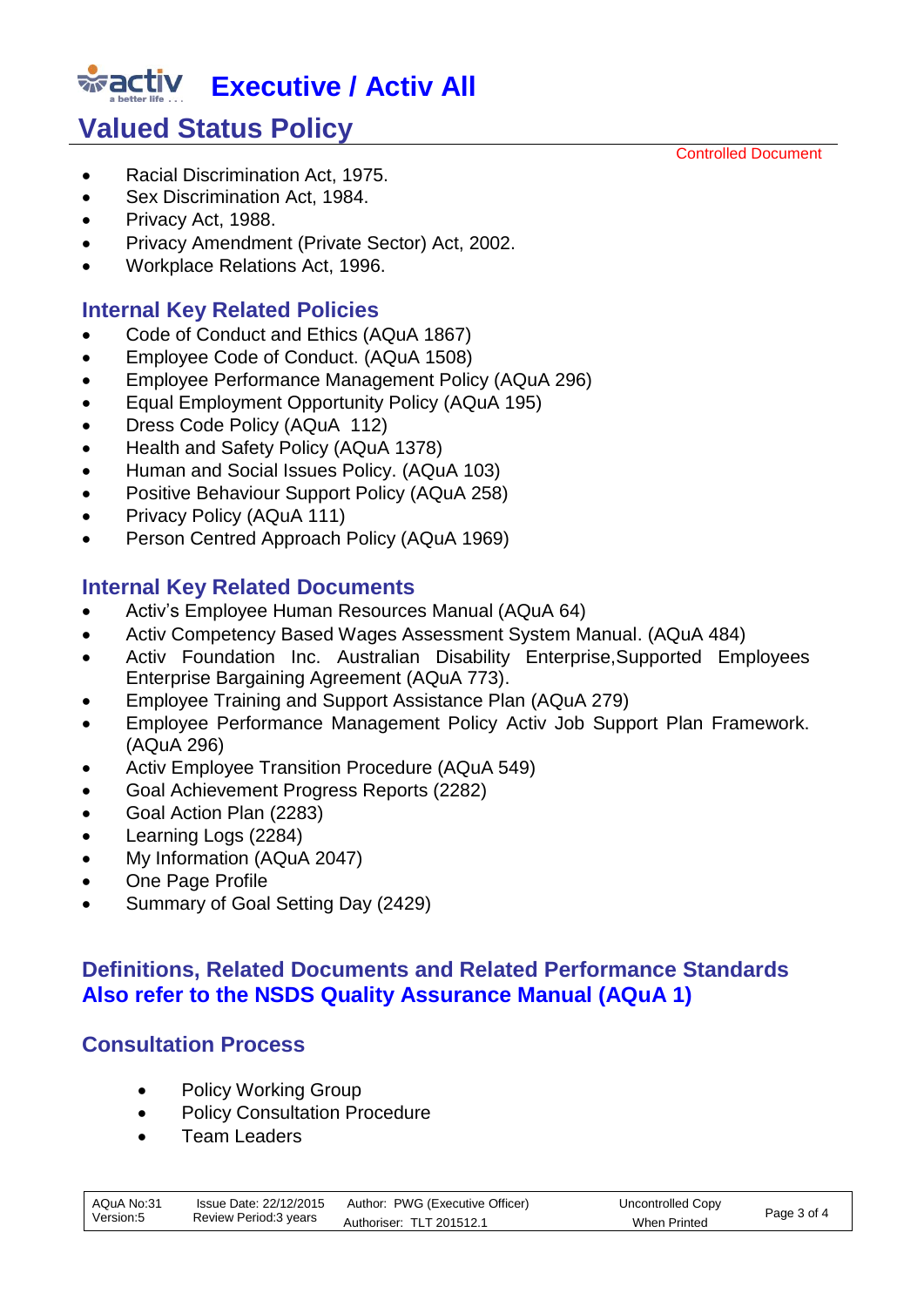- Racial Discrimination Act, 1975.
- Sex Discrimination Act, 1984.
- Privacy Act, 1988.
- Privacy Amendment (Private Sector) Act, 2002.
- Workplace Relations Act, 1996.

## Internal Key Related Policies

- Code of Conduct and Ethics (AQuA 1867)
- Employee Code of Conduct. (AQuA 1508)
- Employee Performance Management Policy (AQuA 296)
- Equal Employment Opportunity Policy (AQuA 195)
- Dress Code Policy (AQuA 112)
- Health and Safety Policy (AQuA 1378)
- Human and Social Issues Policy. (AQuA 103)
- Positive Behaviour Support Policy (AQuA 258)
- Privacy Policy (AQuA 111)
- Person Centred Approach Policy (AQuA 1969)

## Internal Key Related Documents

- Activ's Employee Human Resources Manual (AQuA 64)
- Activ Competency Based Wages Assessment System Manual. (AQuA 484)
- Activ Foundation Inc. Australian Disability Enterprise,Supported Employees Enterprise Bargaining Agreement (AQuA 773).
- Employee Training and Support Assistance Plan (AQuA 279)
- Employee Performance Management Policy Activ Job Support Plan Framework. (AQuA 296)
- Activ Employee Transition Procedure (AQuA 549)
- Goal Achievement Progress Reports (2282)
- Goal Action Plan (2283)
- Learning Logs (2284)
- My Information (AQuA 2047)
- One Page Profile
- Summary of Goal Setting Day (2429)

## Definitions, Related Documents and Related Performance Standards Also refer to the NSDS Quality Assurance Manual (AQuA 1)

## Consultation Process

- Policy Working Group
- Policy Consultation Procedure
- Team Leaders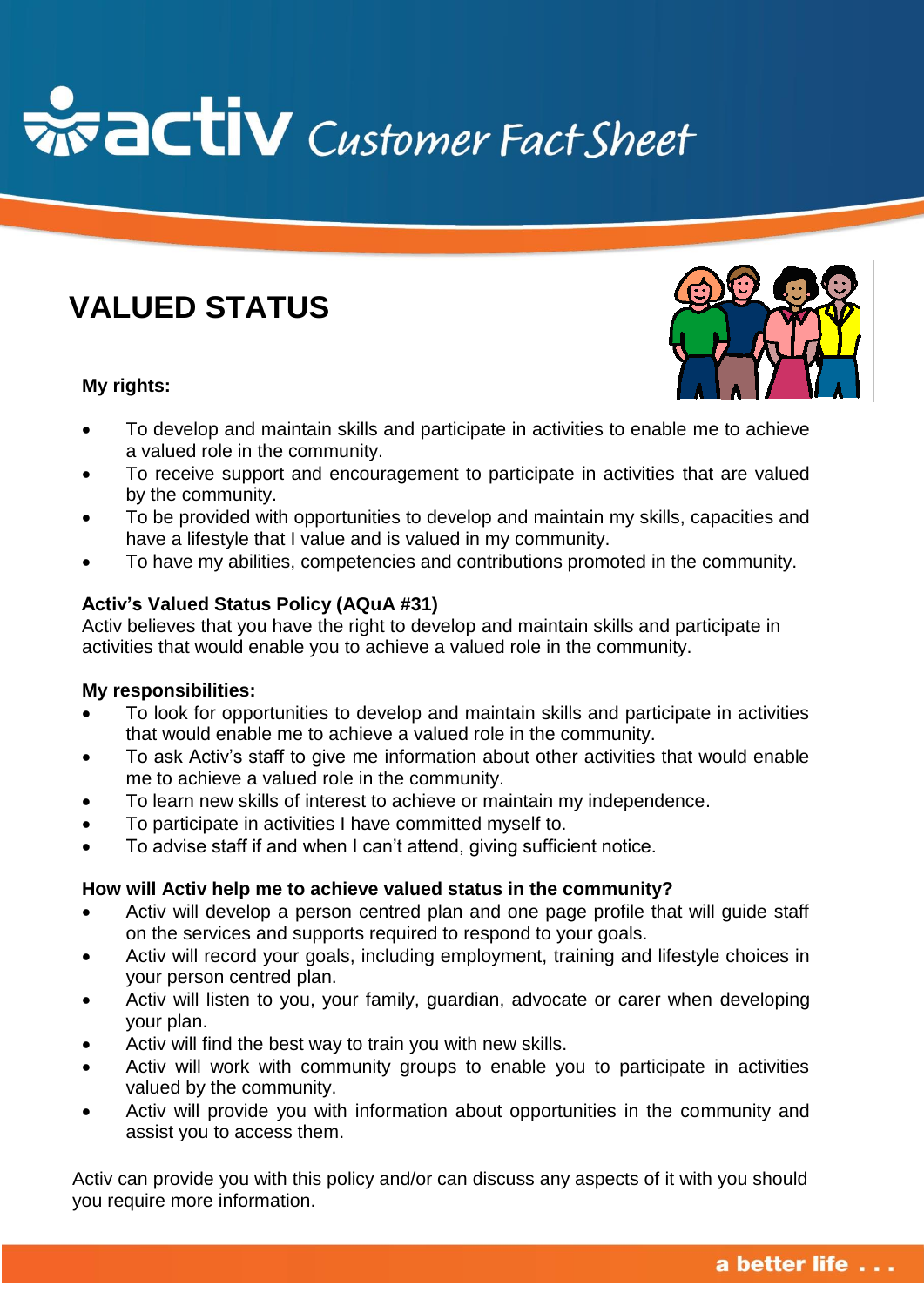activ Customer Fact Sheet

# VALUED STATUS

**My rights:**

- To develop and maintain skills and participate in activities to enable me to achieve a valued role in the community.
- To receive support and encouragement to participate in activities that are valued by the community.
- To be provided with opportunities to develop and maintain my skills, capacities and have a lifestyle that I value and is valued in my community.
- To have my abilities, competencies and contributions promoted in the community.

**Activ's Valued Status Policy (AQuA #31)**
Activ believes that you have the right to develop and maintain skills and participate in activities that would enable you to achieve a valued role in the community.

**My responsibilities:**

- To look for opportunities to develop and maintain skills and participate in activities that would enable me to achieve a valued role in the community.
- To ask Activ's staff to give me information about other activities that would enable me to achieve a valued role in the community.
- To learn new skills of interest to achieve or maintain my independence.
- To participate in activities I have committed myself to.
- To advise staff if and when I can't attend, giving sufficient notice.

**How will Activ help me to achieve valued status in the community?**

- Activ will develop a person centred plan and one page profile that will guide staff on the services and supports required to respond to your goals.
- Activ will record your goals, including employment, training and lifestyle choices in your person centred plan.
- Activ will listen to you, your family, guardian, advocate or carer when developing your plan.
- Activ will find the best way to train you with new skills.
- Activ will work with community groups to enable you to participate in activities valued by the community.
- Activ will provide you with information about opportunities in the community and assist you to access them.

Activ can provide you with this policy and/or can discuss any aspects of it with you should you require more information.

a better life . . .